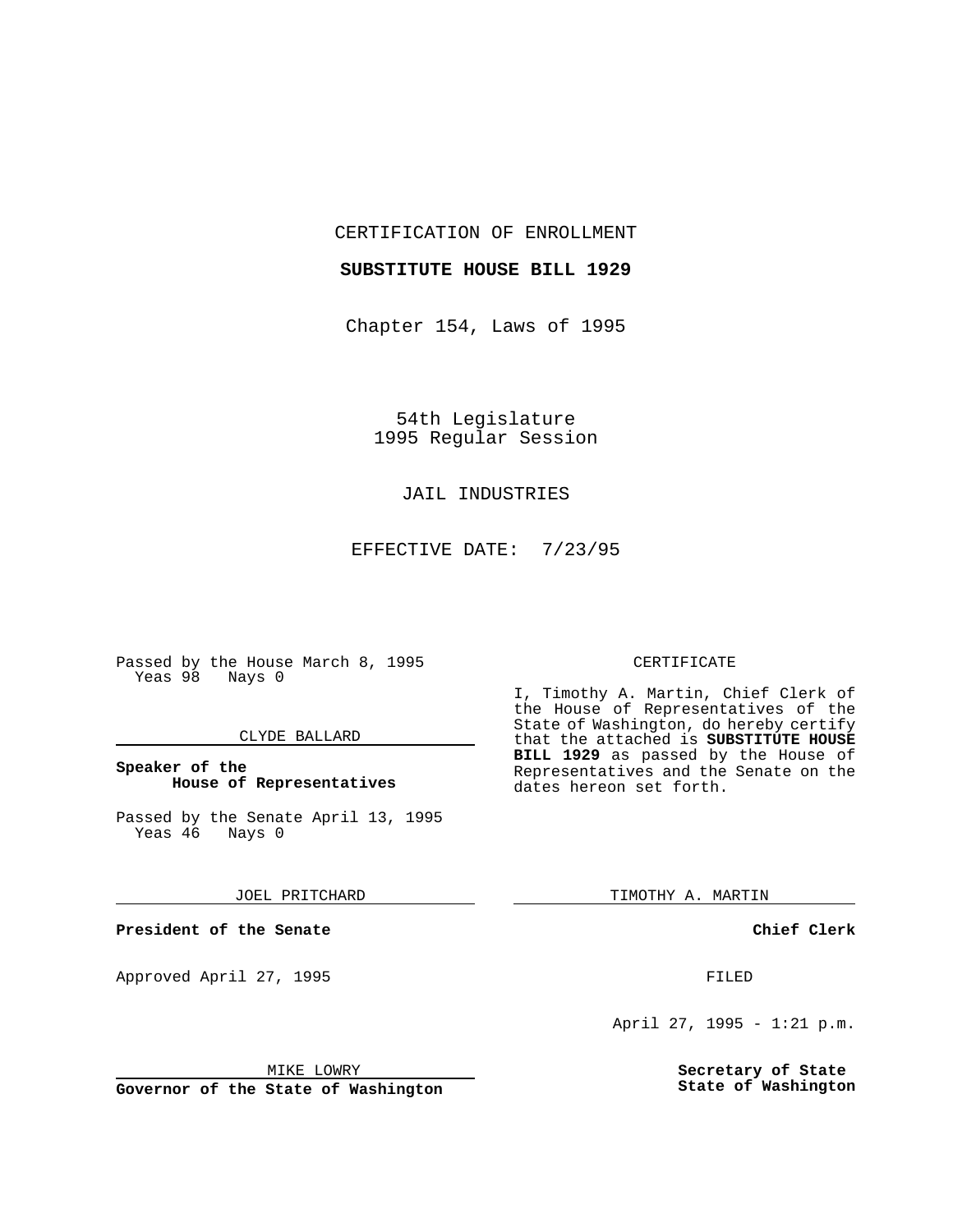CERTIFICATION OF ENROLLMENT

**SUBSTITUTE HOUSE BILL 1929**

Chapter 154, Laws of 1995

54th Legislature
1995 Regular Session

JAIL INDUSTRIES

EFFECTIVE DATE: 7/23/95

Passed by the House March 8, 1995
Yeas 98 Nays 0

CLYDE BALLARD

**Speaker of the House of Representatives**

Passed by the Senate April 13, 1995
Yeas 46 Nays 0

JOEL PRITCHARD

**President of the Senate**

Approved April 27, 1995

MIKE LOWRY

**Governor of the State of Washington**

CERTIFICATE

I, Timothy A. Martin, Chief Clerk of the House of Representatives of the State of Washington, do hereby certify that the attached is **SUBSTITUTE HOUSE BILL 1929** as passed by the House of Representatives and the Senate on the dates hereon set forth.

TIMOTHY A. MARTIN

**Chief Clerk**

FILED

April 27, 1995 - 1:21 p.m.

**Secretary of State**
**State of Washington**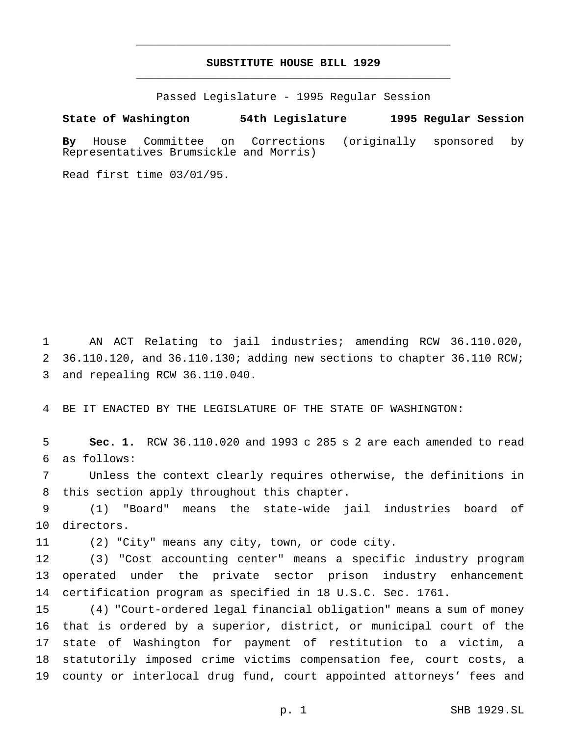# SUBSTITUTE HOUSE BILL 1929

Passed Legislature - 1995 Regular Session

**State of Washington 54th Legislature 1995 Regular Session**

**By** House Committee on Corrections (originally sponsored by Representatives Brumsickle and Morris)

Read first time 03/01/95.

AN ACT Relating to jail industries; amending RCW 36.110.020, 36.110.120, and 36.110.130; adding new sections to chapter 36.110 RCW; and repealing RCW 36.110.040.

BE IT ENACTED BY THE LEGISLATURE OF THE STATE OF WASHINGTON:

**Sec. 1.** RCW 36.110.020 and 1993 c 285 s 2 are each amended to read as follows:

Unless the context clearly requires otherwise, the definitions in this section apply throughout this chapter.

(1) "Board" means the state-wide jail industries board of directors.

(2) "City" means any city, town, or code city.

(3) "Cost accounting center" means a specific industry program operated under the private sector prison industry enhancement certification program as specified in 18 U.S.C. Sec. 1761.

(4) "Court-ordered legal financial obligation" means a sum of money that is ordered by a superior, district, or municipal court of the state of Washington for payment of restitution to a victim, a statutorily imposed crime victims compensation fee, court costs, a county or interlocal drug fund, court appointed attorneys' fees and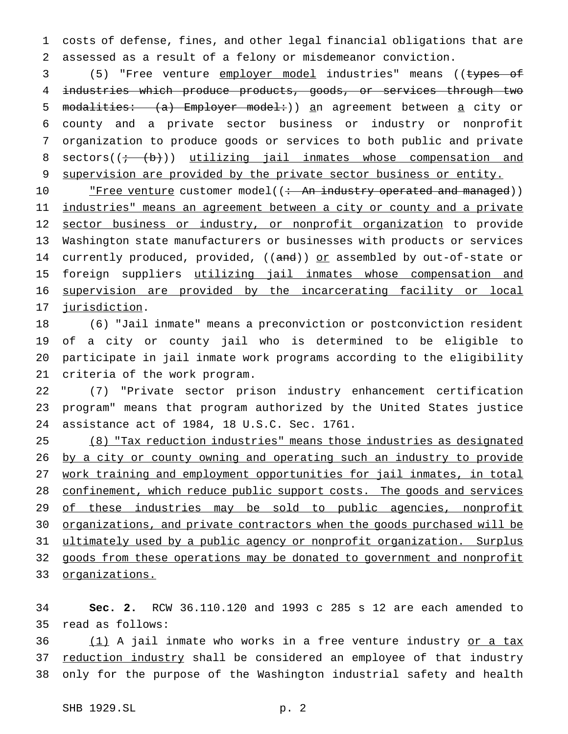costs of defense, fines, and other legal financial obligations that are assessed as a result of a felony or misdemeanor conviction.

(5) "Free venture employer model industries" means ((types of industries which produce products, goods, or services through two modalities: (a) Employer model:)) an agreement between a city or county and a private sector business or industry or nonprofit organization to produce goods or services to both public and private sectors((; (b))) utilizing jail inmates whose compensation and supervision are provided by the private sector business or entity.

"Free venture customer model((: An industry operated and managed)) industries" means an agreement between a city or county and a private sector business or industry, or nonprofit organization to provide Washington state manufacturers or businesses with products or services currently produced, provided, ((and)) or assembled by out-of-state or foreign suppliers utilizing jail inmates whose compensation and supervision are provided by the incarcerating facility or local jurisdiction.

(6) "Jail inmate" means a preconviction or postconviction resident of a city or county jail who is determined to be eligible to participate in jail inmate work programs according to the eligibility criteria of the work program.

(7) "Private sector prison industry enhancement certification program" means that program authorized by the United States justice assistance act of 1984, 18 U.S.C. Sec. 1761.

(8) "Tax reduction industries" means those industries as designated by a city or county owning and operating such an industry to provide work training and employment opportunities for jail inmates, in total confinement, which reduce public support costs. The goods and services of these industries may be sold to public agencies, nonprofit organizations, and private contractors when the goods purchased will be ultimately used by a public agency or nonprofit organization. Surplus goods from these operations may be donated to government and nonprofit organizations.

**Sec. 2.** RCW 36.110.120 and 1993 c 285 s 12 are each amended to read as follows:

(1) A jail inmate who works in a free venture industry or a tax reduction industry shall be considered an employee of that industry only for the purpose of the Washington industrial safety and health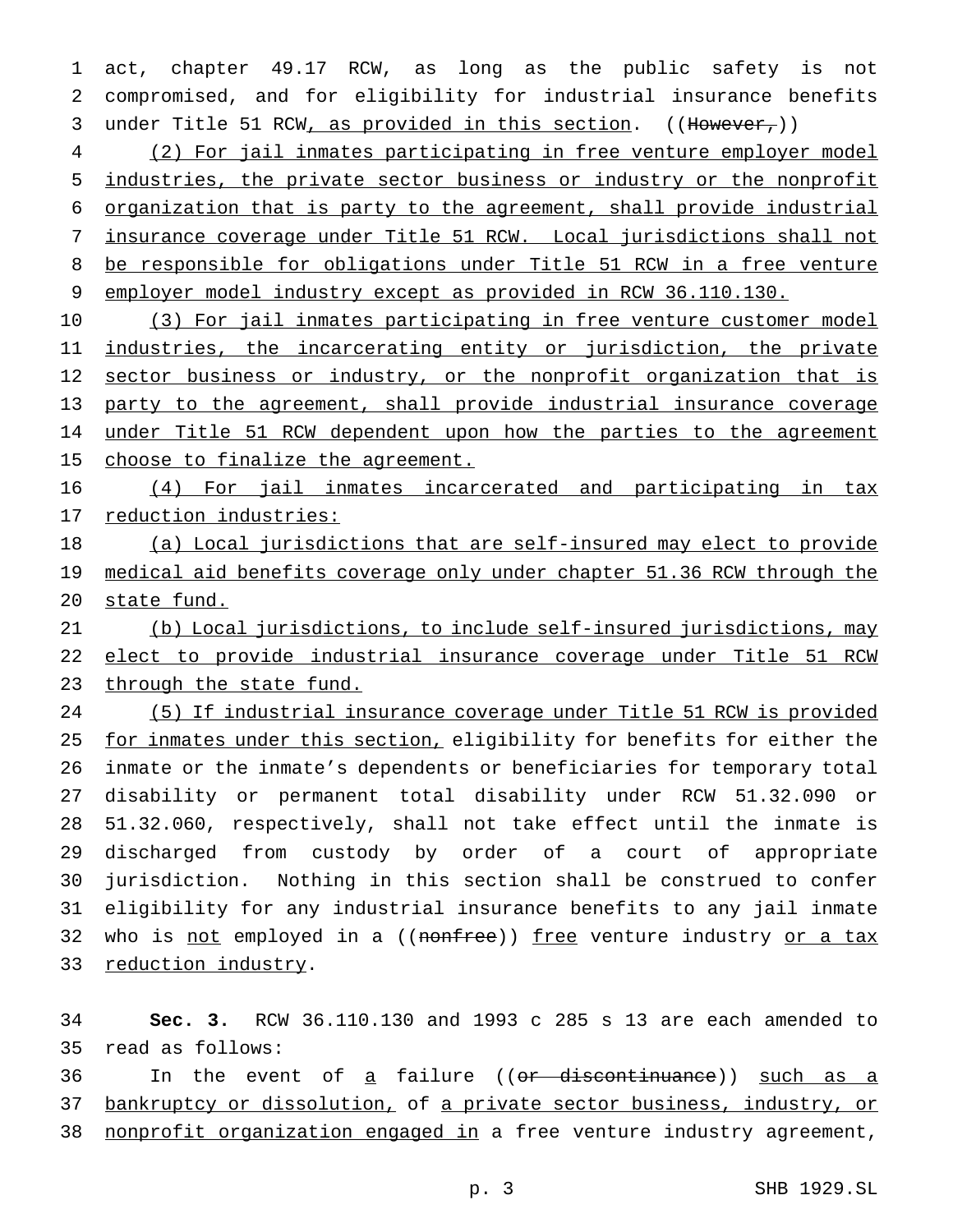act, chapter 49.17 RCW, as long as the public safety is not compromised, and for eligibility for industrial insurance benefits under Title 51 RCW, as provided in this section. ((~~However,~~))

(2) For jail inmates participating in free venture employer model industries, the private sector business or industry or the nonprofit organization that is party to the agreement, shall provide industrial insurance coverage under Title 51 RCW. Local jurisdictions shall not be responsible for obligations under Title 51 RCW in a free venture employer model industry except as provided in RCW 36.110.130.

(3) For jail inmates participating in free venture customer model industries, the incarcerating entity or jurisdiction, the private sector business or industry, or the nonprofit organization that is party to the agreement, shall provide industrial insurance coverage under Title 51 RCW dependent upon how the parties to the agreement choose to finalize the agreement.

(4) For jail inmates incarcerated and participating in tax reduction industries:

(a) Local jurisdictions that are self-insured may elect to provide medical aid benefits coverage only under chapter 51.36 RCW through the state fund.

(b) Local jurisdictions, to include self-insured jurisdictions, may elect to provide industrial insurance coverage under Title 51 RCW through the state fund.

(5) If industrial insurance coverage under Title 51 RCW is provided for inmates under this section, eligibility for benefits for either the inmate or the inmate's dependents or beneficiaries for temporary total disability or permanent total disability under RCW 51.32.090 or 51.32.060, respectively, shall not take effect until the inmate is discharged from custody by order of a court of appropriate jurisdiction. Nothing in this section shall be construed to confer eligibility for any industrial insurance benefits to any jail inmate who is not employed in a ((~~nonfree~~)) free venture industry or a tax reduction industry.

**Sec. 3.** RCW 36.110.130 and 1993 c 285 s 13 are each amended to read as follows:

In the event of a failure ((~~or discontinuance~~)) such as a bankruptcy or dissolution, of a private sector business, industry, or nonprofit organization engaged in a free venture industry agreement,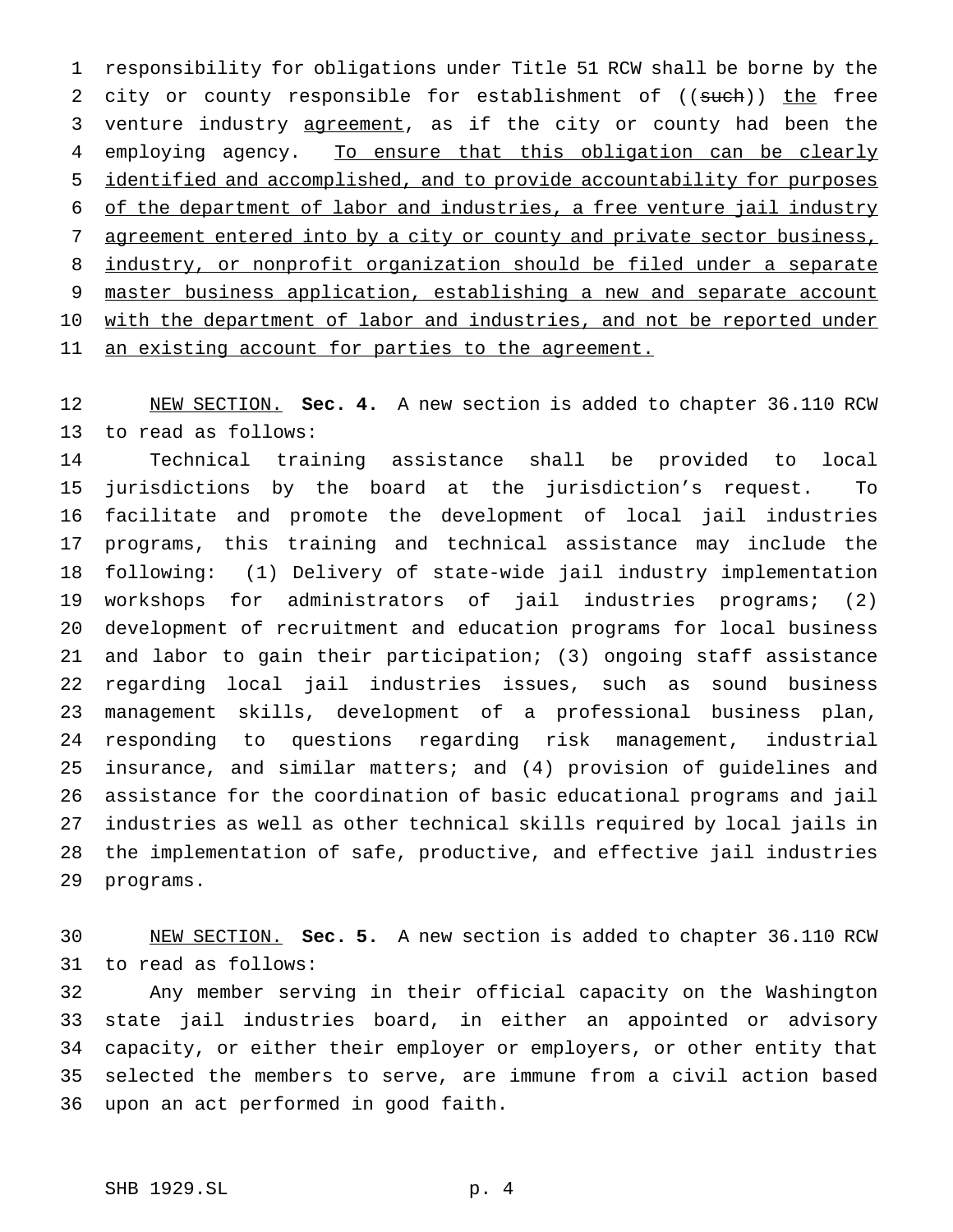responsibility for obligations under Title 51 RCW shall be borne by the city or county responsible for establishment of ((~~such~~)) <u>the</u> free venture industry <u>agreement</u>, as if the city or county had been the employing agency. <u>To ensure that this obligation can be clearly identified and accomplished, and to provide accountability for purposes of the department of labor and industries, a free venture jail industry agreement entered into by a city or county and private sector business, industry, or nonprofit organization should be filed under a separate master business application, establishing a new and separate account with the department of labor and industries, and not be reported under an existing account for parties to the agreement.</u>

<u>NEW SECTION.</u> **Sec. 4.** A new section is added to chapter 36.110 RCW to read as follows:

Technical training assistance shall be provided to local jurisdictions by the board at the jurisdiction's request. To facilitate and promote the development of local jail industries programs, this training and technical assistance may include the following: (1) Delivery of state-wide jail industry implementation workshops for administrators of jail industries programs; (2) development of recruitment and education programs for local business and labor to gain their participation; (3) ongoing staff assistance regarding local jail industries issues, such as sound business management skills, development of a professional business plan, responding to questions regarding risk management, industrial insurance, and similar matters; and (4) provision of guidelines and assistance for the coordination of basic educational programs and jail industries as well as other technical skills required by local jails in the implementation of safe, productive, and effective jail industries programs.

<u>NEW SECTION.</u> **Sec. 5.** A new section is added to chapter 36.110 RCW to read as follows:

Any member serving in their official capacity on the Washington state jail industries board, in either an appointed or advisory capacity, or either their employer or employers, or other entity that selected the members to serve, are immune from a civil action based upon an act performed in good faith.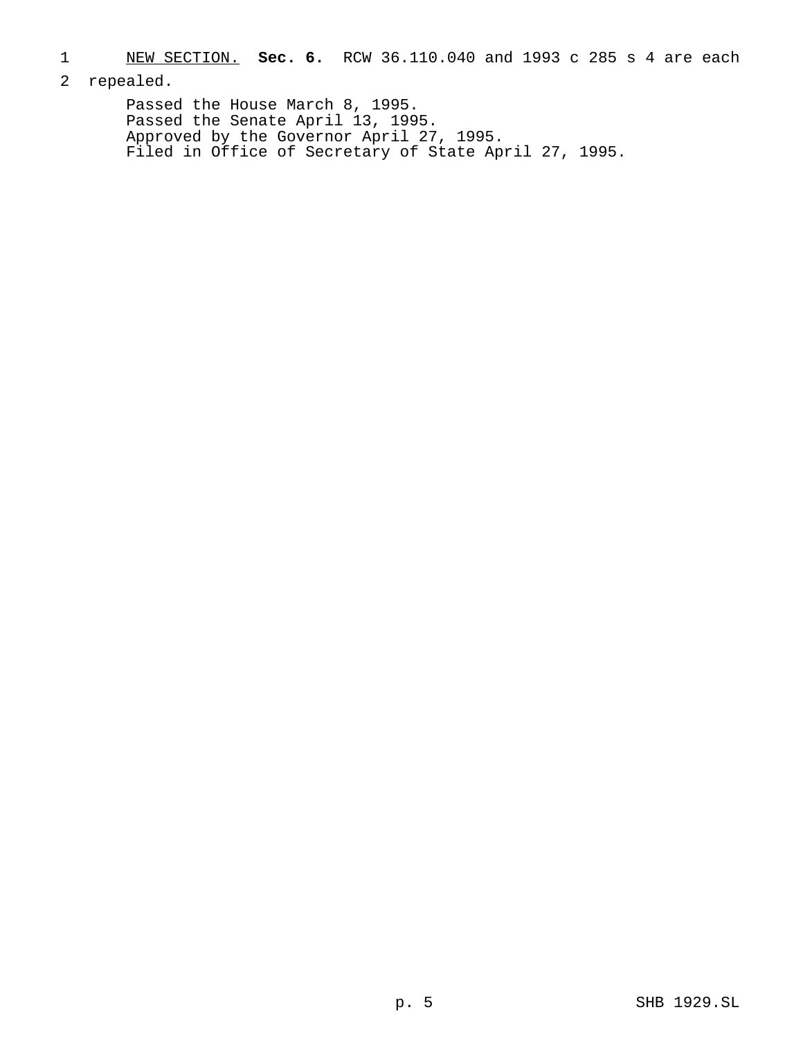NEW SECTION. **Sec. 6.** RCW 36.110.040 and 1993 c 285 s 4 are each repealed.

Passed the House March 8, 1995.
Passed the Senate April 13, 1995.
Approved by the Governor April 27, 1995.
Filed in Office of Secretary of State April 27, 1995.